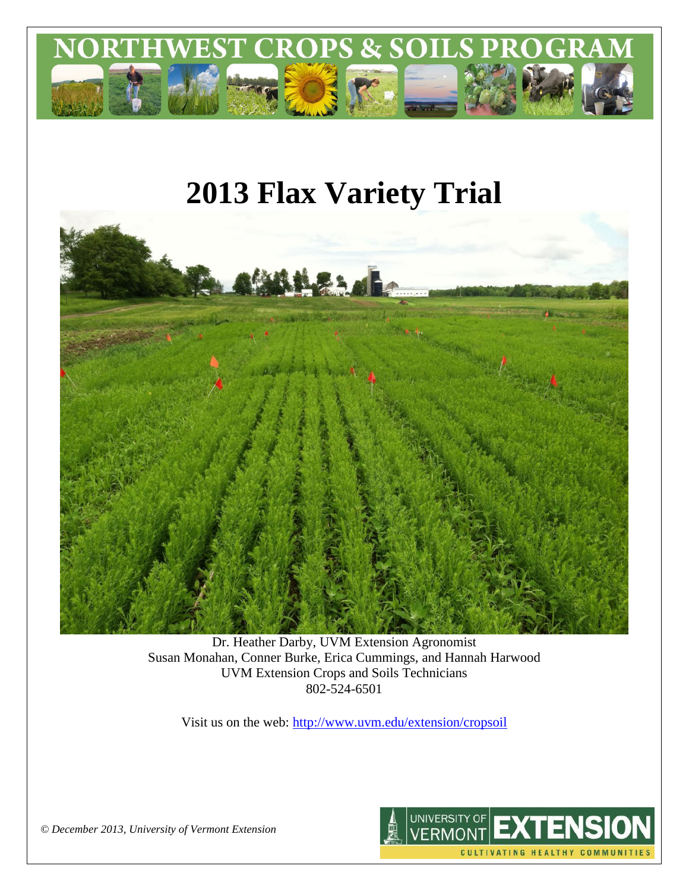NORTHWEST CROPS & SOILS PROGRAM

# 2013 Flax Variety Trial

Dr. Heather Darby, UVM Extension Agronomist
Susan Monahan, Conner Burke, Erica Cummings, and Hannah Harwood
UVM Extension Crops and Soils Technicians
802-524-6501

Visit us on the web: http://www.uvm.edu/extension/cropsoil

*© December 2013, University of Vermont Extension*

UNIVERSITY OF VERMONT EXTENSION
CULTIVATING HEALTHY COMMUNITIES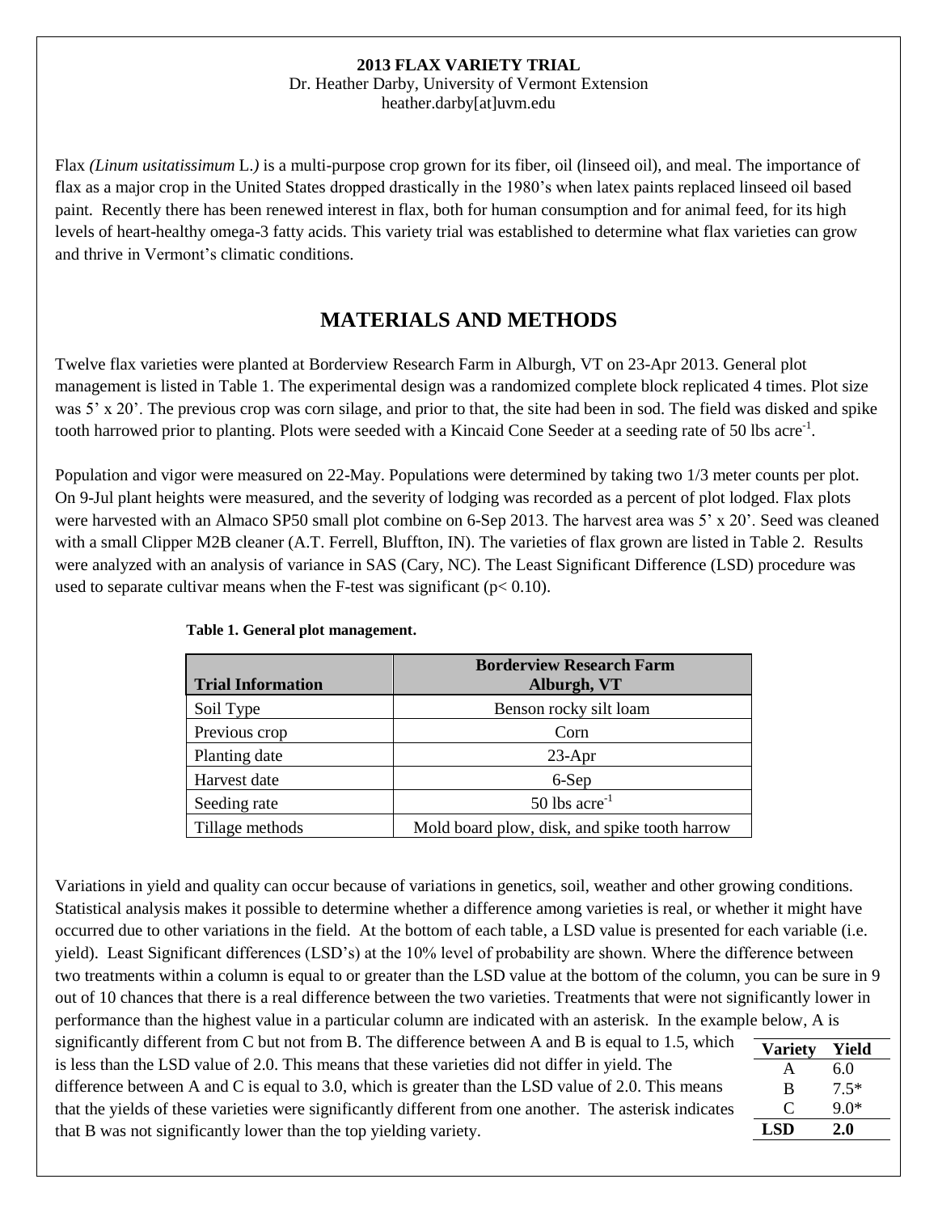**2013 FLAX VARIETY TRIAL**
Dr. Heather Darby, University of Vermont Extension
heather.darby[at]uvm.edu

Flax *(Linum usitatissimum* L.*)* is a multi-purpose crop grown for its fiber, oil (linseed oil), and meal. The importance of flax as a major crop in the United States dropped drastically in the 1980's when latex paints replaced linseed oil based paint. Recently there has been renewed interest in flax, both for human consumption and for animal feed, for its high levels of heart-healthy omega-3 fatty acids. This variety trial was established to determine what flax varieties can grow and thrive in Vermont's climatic conditions.

## MATERIALS AND METHODS

Twelve flax varieties were planted at Borderview Research Farm in Alburgh, VT on 23-Apr 2013. General plot management is listed in Table 1. The experimental design was a randomized complete block replicated 4 times. Plot size was 5' x 20'. The previous crop was corn silage, and prior to that, the site had been in sod. The field was disked and spike tooth harrowed prior to planting. Plots were seeded with a Kincaid Cone Seeder at a seeding rate of 50 lbs acre$^{-1}$.

Population and vigor were measured on 22-May. Populations were determined by taking two 1/3 meter counts per plot. On 9-Jul plant heights were measured, and the severity of lodging was recorded as a percent of plot lodged. Flax plots were harvested with an Almaco SP50 small plot combine on 6-Sep 2013. The harvest area was 5' x 20'. Seed was cleaned with a small Clipper M2B cleaner (A.T. Ferrell, Bluffton, IN). The varieties of flax grown are listed in Table 2. Results were analyzed with an analysis of variance in SAS (Cary, NC). The Least Significant Difference (LSD) procedure was used to separate cultivar means when the F-test was significant ($p< 0.10$).

**Table 1. General plot management.**

| Trial Information | Borderview Research Farm Alburgh, VT |
|---|---|
| Soil Type | Benson rocky silt loam |
| Previous crop | Corn |
| Planting date | 23-Apr |
| Harvest date | 6-Sep |
| Seeding rate | 50 lbs acre$^{-1}$ |
| Tillage methods | Mold board plow, disk, and spike tooth harrow |

Variations in yield and quality can occur because of variations in genetics, soil, weather and other growing conditions. Statistical analysis makes it possible to determine whether a difference among varieties is real, or whether it might have occurred due to other variations in the field. At the bottom of each table, a LSD value is presented for each variable (i.e. yield). Least Significant differences (LSD's) at the 10% level of probability are shown. Where the difference between two treatments within a column is equal to or greater than the LSD value at the bottom of the column, you can be sure in 9 out of 10 chances that there is a real difference between the two varieties. Treatments that were not significantly lower in performance than the highest value in a particular column are indicated with an asterisk. In the example below, A is significantly different from C but not from B. The difference between A and B is equal to 1.5, which is less than the LSD value of 2.0. This means that these varieties did not differ in yield. The difference between A and C is equal to 3.0, which is greater than the LSD value of 2.0. This means that the yields of these varieties were significantly different from one another. The asterisk indicates that B was not significantly lower than the top yielding variety.

| Variety | Yield |
|---|---|
| A | 6.0 |
| B | 7.5* |
| C | 9.0* |
| **LSD** | **2.0** |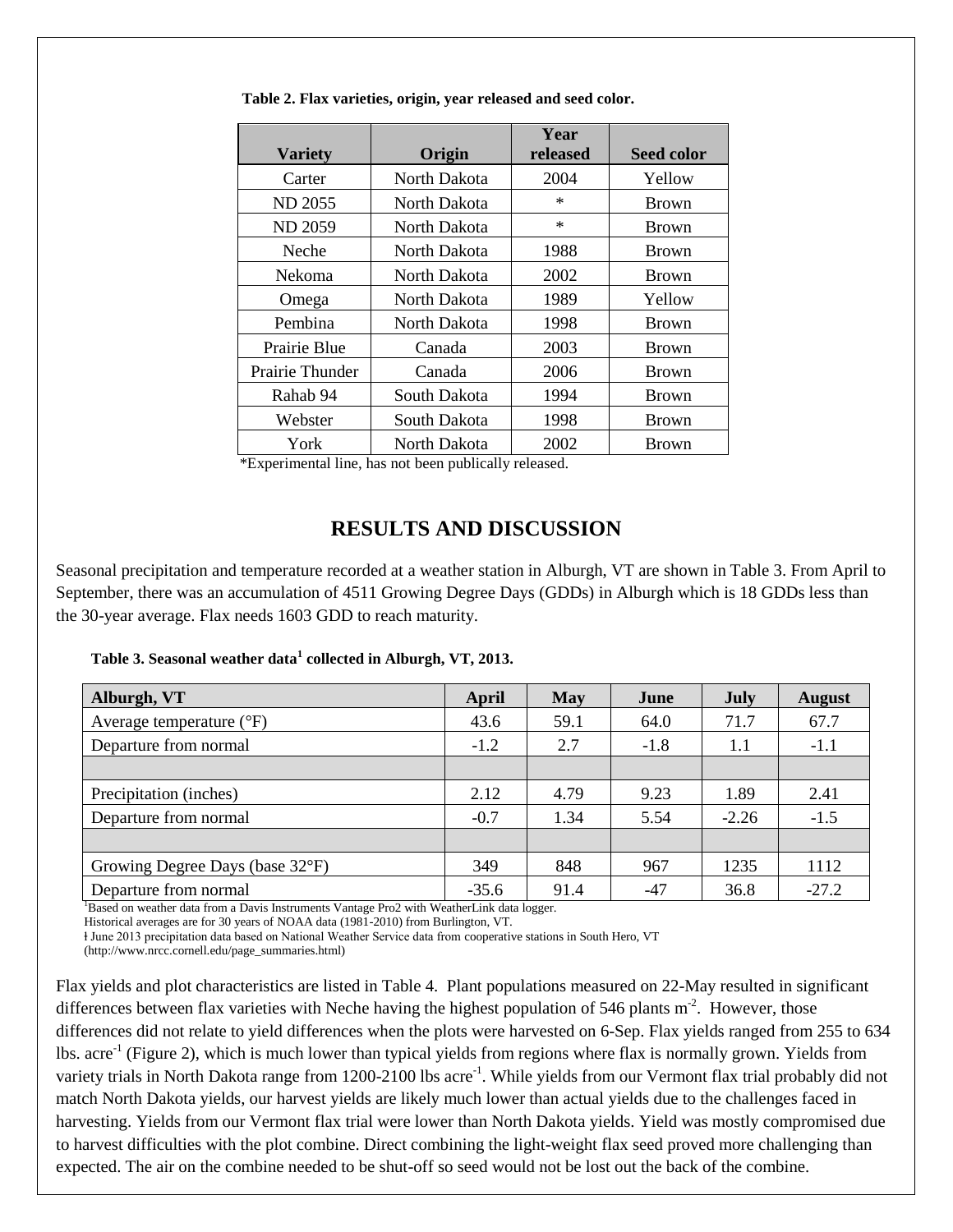**Table 2. Flax varieties, origin, year released and seed color.**

| Variety | Origin | Year released | Seed color |
|---|---|---|---|
| Carter | North Dakota | 2004 | Yellow |
| ND 2055 | North Dakota | * | Brown |
| ND 2059 | North Dakota | * | Brown |
| Neche | North Dakota | 1988 | Brown |
| Nekoma | North Dakota | 2002 | Brown |
| Omega | North Dakota | 1989 | Yellow |
| Pembina | North Dakota | 1998 | Brown |
| Prairie Blue | Canada | 2003 | Brown |
| Prairie Thunder | Canada | 2006 | Brown |
| Rahab 94 | South Dakota | 1994 | Brown |
| Webster | South Dakota | 1998 | Brown |
| York | North Dakota | 2002 | Brown |

*Experimental line, has not been publically released.

# RESULTS AND DISCUSSION

Seasonal precipitation and temperature recorded at a weather station in Alburgh, VT are shown in Table 3. From April to September, there was an accumulation of 4511 Growing Degree Days (GDDs) in Alburgh which is 18 GDDs less than the 30-year average. Flax needs 1603 GDD to reach maturity.

**Table 3. Seasonal weather data[1] collected in Alburgh, VT, 2013.**

| Alburgh, VT | April | May | June | July | August |
|---|---|---|---|---|---|
| Average temperature (°F) | 43.6 | 59.1 | 64.0 | 71.7 | 67.7 |
| Departure from normal | -1.2 | 2.7 | -1.8 | 1.1 | -1.1 |
| | | | | | |
| Precipitation (inches) | 2.12 | 4.79 | 9.23 | 1.89 | 2.41 |
| Departure from normal | -0.7 | 1.34 | 5.54 | -2.26 | -1.5 |
| | | | | | |
| Growing Degree Days (base 32°F) | 349 | 848 | 967 | 1235 | 1112 |
| Departure from normal | -35.6 | 91.4 | -47 | 36.8 | -27.2 |

[1]Based on weather data from a Davis Instruments Vantage Pro2 with WeatherLink data logger.
Historical averages are for 30 years of NOAA data (1981-2010) from Burlington, VT.
ǂ June 2013 precipitation data based on National Weather Service data from cooperative stations in South Hero, VT (http://www.nrcc.cornell.edu/page_summaries.html)

Flax yields and plot characteristics are listed in Table 4. Plant populations measured on 22-May resulted in significant differences between flax varieties with Neche having the highest population of 546 plants $m^{-2}$. However, those differences did not relate to yield differences when the plots were harvested on 6-Sep. Flax yields ranged from 255 to 634 lbs. $acre^{-1}$ (Figure 2), which is much lower than typical yields from regions where flax is normally grown. Yields from variety trials in North Dakota range from 1200-2100 lbs $acre^{-1}$. While yields from our Vermont flax trial probably did not match North Dakota yields, our harvest yields are likely much lower than actual yields due to the challenges faced in harvesting. Yields from our Vermont flax trial were lower than North Dakota yields. Yield was mostly compromised due to harvest difficulties with the plot combine. Direct combining the light-weight flax seed proved more challenging than expected. The air on the combine needed to be shut-off so seed would not be lost out the back of the combine.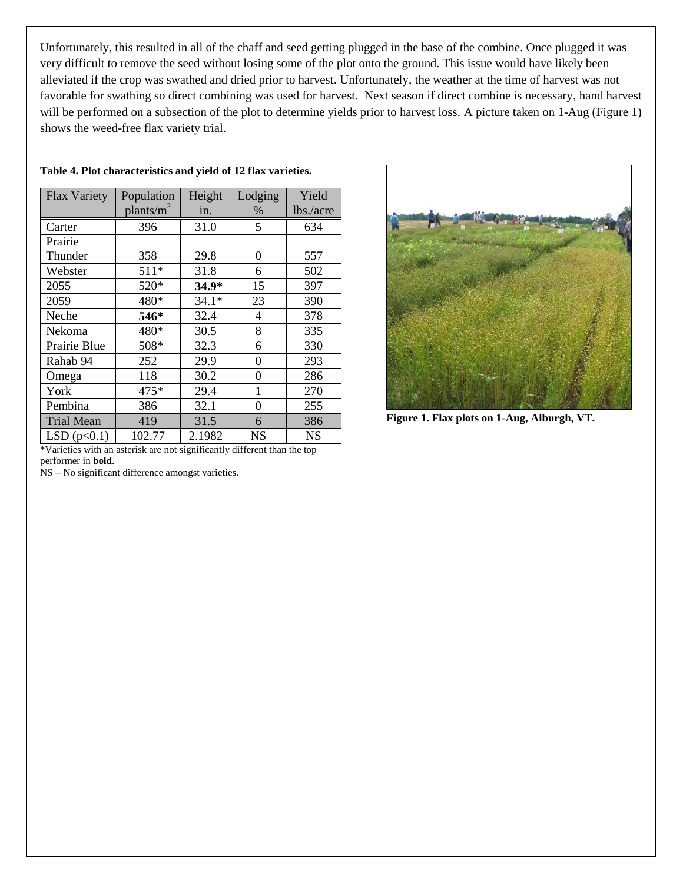Unfortunately, this resulted in all of the chaff and seed getting plugged in the base of the combine. Once plugged it was very difficult to remove the seed without losing some of the plot onto the ground. This issue would have likely been alleviated if the crop was swathed and dried prior to harvest. Unfortunately, the weather at the time of harvest was not favorable for swathing so direct combining was used for harvest. Next season if direct combine is necessary, hand harvest will be performed on a subsection of the plot to determine yields prior to harvest loss. A picture taken on 1-Aug (Figure 1) shows the weed-free flax variety trial.

**Table 4. Plot characteristics and yield of 12 flax varieties.**

| Flax Variety | Population plants/m$^2$ | Height in. | Lodging % | Yield lbs./acre |
|---|---|---|---|---|
| Carter | 396 | 31.0 | 5 | 634 |
| Prairie Thunder | 358 | 29.8 | 0 | 557 |
| Webster | 511* | 31.8 | 6 | 502 |
| 2055 | 520* | **34.9*** | 15 | 397 |
| 2059 | 480* | 34.1* | 23 | 390 |
| Neche | **546*** | 32.4 | 4 | 378 |
| Nekoma | 480* | 30.5 | 8 | 335 |
| Prairie Blue | 508* | 32.3 | 6 | 330 |
| Rahab 94 | 252 | 29.9 | 0 | 293 |
| Omega | 118 | 30.2 | 0 | 286 |
| York | 475* | 29.4 | 1 | 270 |
| Pembina | 386 | 32.1 | 0 | 255 |
| Trial Mean | 419 | 31.5 | 6 | 386 |
| LSD ($p<0.1$) | 102.77 | 2.1982 | NS | NS |

*Varieties with an asterisk are not significantly different than the top performer in **bold**.

NS – No significant difference amongst varieties.

**Figure 1. Flax plots on 1-Aug, Alburgh, VT.**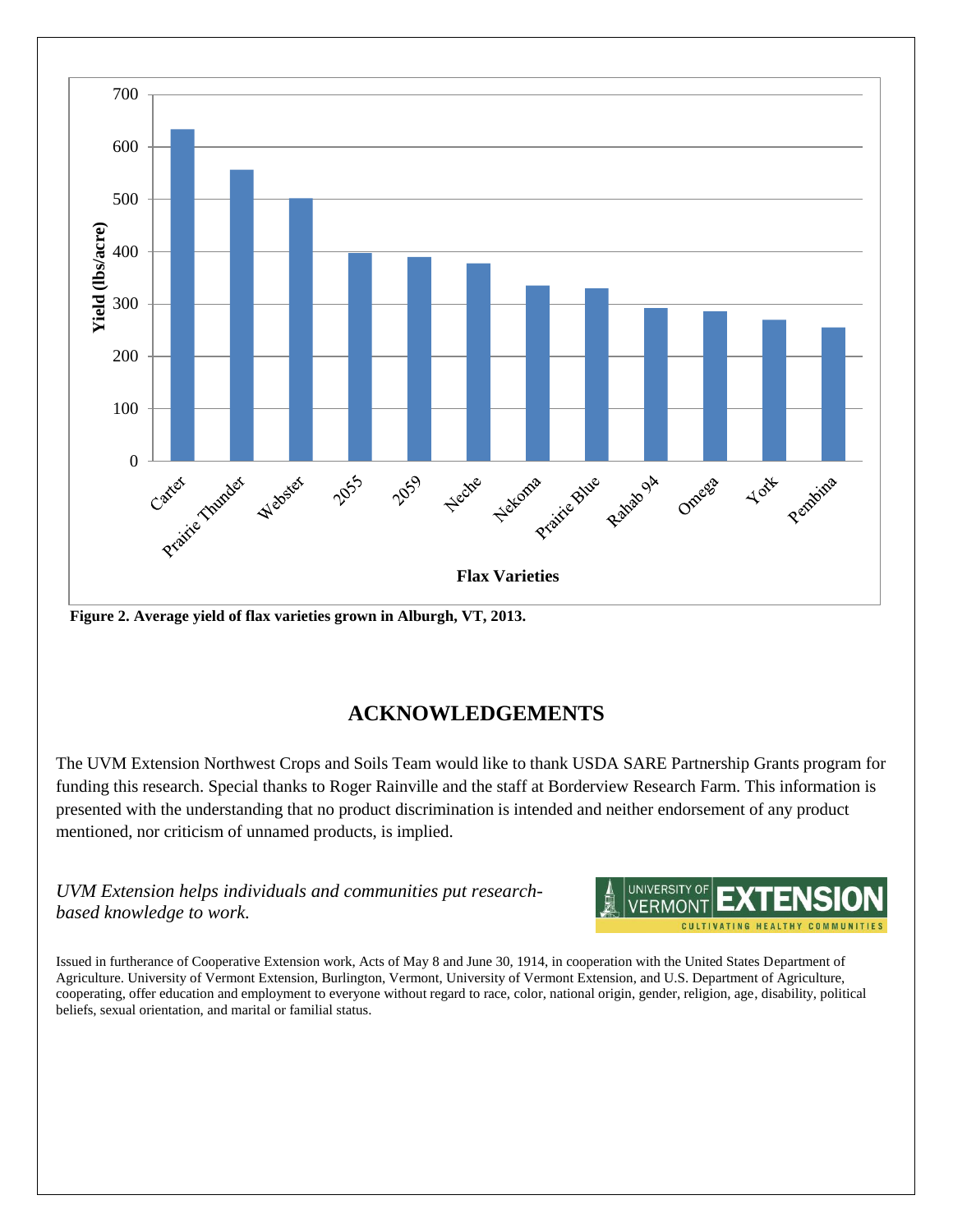700
600
500
400
300
200
100
0

Yield (lbs/acre)

Carter
Prairie Thunder
Webster
2055
2059
Neche
Nekoma
Prairie Blue
Rahab 94
Omega
York
Pembina

Flax Varieties

**Figure 2. Average yield of flax varieties grown in Alburgh, VT, 2013.**

## ACKNOWLEDGEMENTS

The UVM Extension Northwest Crops and Soils Team would like to thank USDA SARE Partnership Grants program for funding this research. Special thanks to Roger Rainville and the staff at Borderview Research Farm. This information is presented with the understanding that no product discrimination is intended and neither endorsement of any product mentioned, nor criticism of unnamed products, is implied.

*UVM Extension helps individuals and communities put research-based knowledge to work.*

UNIVERSITY OF VERMONT EXTENSION
CULTIVATING HEALTHY COMMUNITIES

Issued in furtherance of Cooperative Extension work, Acts of May 8 and June 30, 1914, in cooperation with the United States Department of Agriculture. University of Vermont Extension, Burlington, Vermont, University of Vermont Extension, and U.S. Department of Agriculture, cooperating, offer education and employment to everyone without regard to race, color, national origin, gender, religion, age, disability, political beliefs, sexual orientation, and marital or familial status.